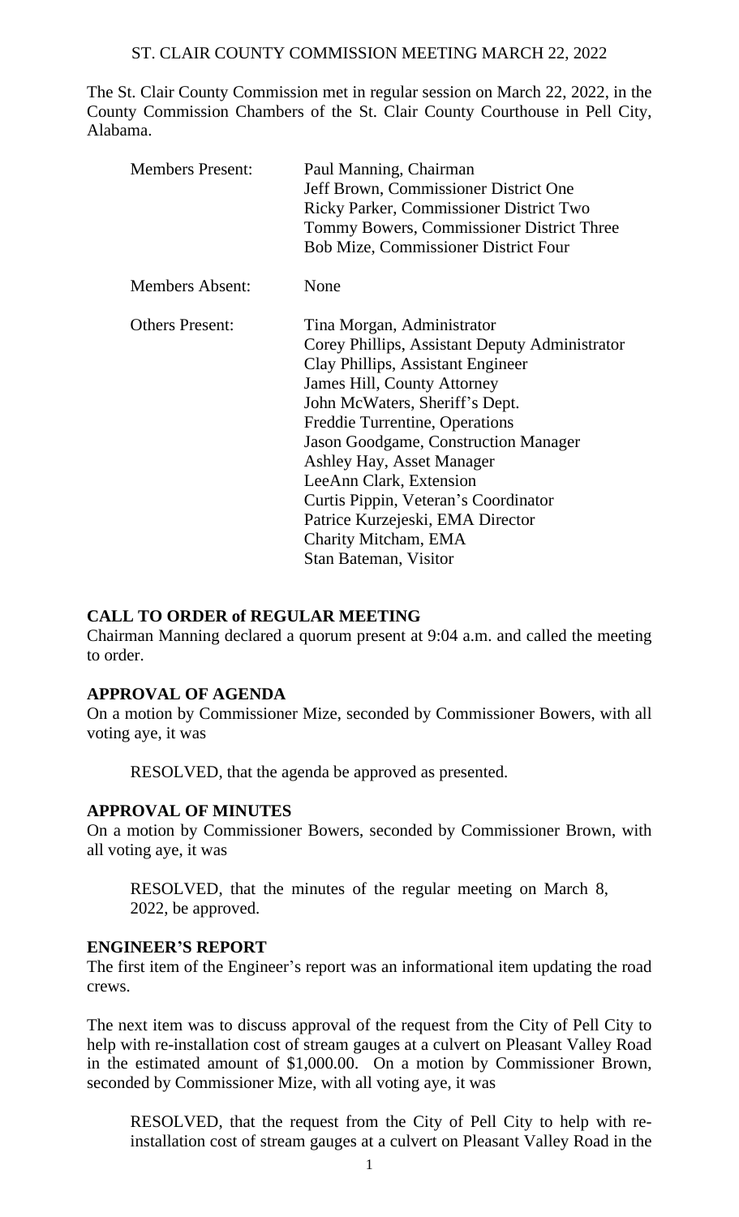# ST. CLAIR COUNTY COMMISSION MEETING MARCH 22, 2022

The St. Clair County Commission met in regular session on March 22, 2022, in the County Commission Chambers of the St. Clair County Courthouse in Pell City, Alabama.

| | |
|---|---|
| Members Present: | Paul Manning, Chairman<br>Jeff Brown, Commissioner District One<br>Ricky Parker, Commissioner District Two<br>Tommy Bowers, Commissioner District Three<br>Bob Mize, Commissioner District Four |
| Members Absent: | None |
| Others Present: | Tina Morgan, Administrator<br>Corey Phillips, Assistant Deputy Administrator<br>Clay Phillips, Assistant Engineer<br>James Hill, County Attorney<br>John McWaters, Sheriff's Dept.<br>Freddie Turrentine, Operations<br>Jason Goodgame, Construction Manager<br>Ashley Hay, Asset Manager<br>LeeAnn Clark, Extension<br>Curtis Pippin, Veteran's Coordinator<br>Patrice Kurzejeski, EMA Director<br>Charity Mitcham, EMA<br>Stan Bateman, Visitor |

**CALL TO ORDER of REGULAR MEETING**

Chairman Manning declared a quorum present at 9:04 a.m. and called the meeting to order.

**APPROVAL OF AGENDA**

On a motion by Commissioner Mize, seconded by Commissioner Bowers, with all voting aye, it was

> RESOLVED, that the agenda be approved as presented.

**APPROVAL OF MINUTES**

On a motion by Commissioner Bowers, seconded by Commissioner Brown, with all voting aye, it was

> RESOLVED, that the minutes of the regular meeting on March 8, 2022, be approved.

**ENGINEER'S REPORT**

The first item of the Engineer's report was an informational item updating the road crews.

The next item was to discuss approval of the request from the City of Pell City to help with re-installation cost of stream gauges at a culvert on Pleasant Valley Road in the estimated amount of $1,000.00. On a motion by Commissioner Brown, seconded by Commissioner Mize, with all voting aye, it was

> RESOLVED, that the request from the City of Pell City to help with re-installation cost of stream gauges at a culvert on Pleasant Valley Road in the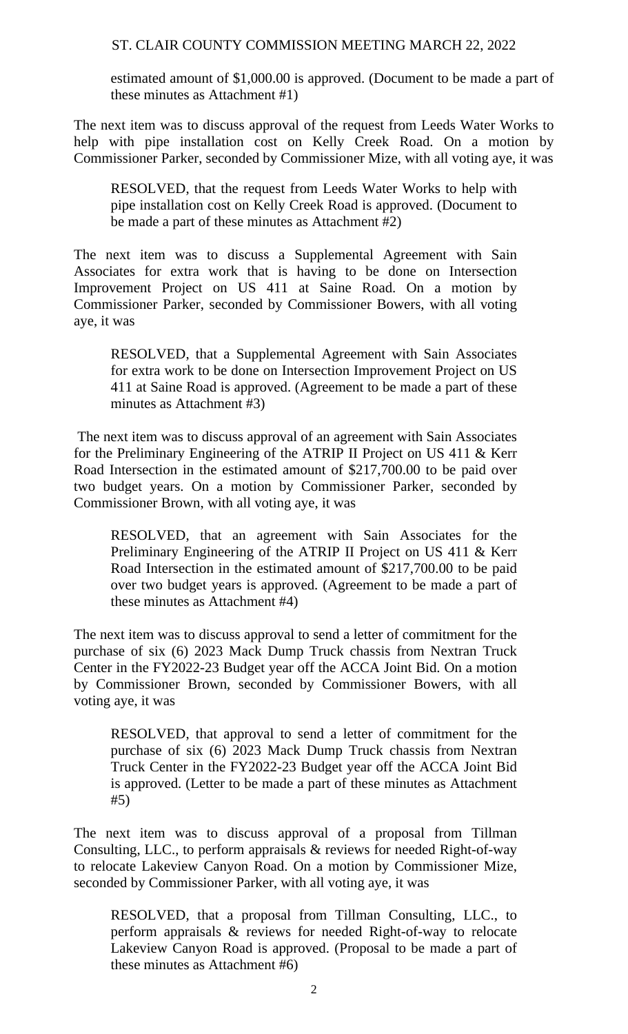estimated amount of $1,000.00 is approved. (Document to be made a part of these minutes as Attachment #1)

The next item was to discuss approval of the request from Leeds Water Works to help with pipe installation cost on Kelly Creek Road. On a motion by Commissioner Parker, seconded by Commissioner Mize, with all voting aye, it was

RESOLVED, that the request from Leeds Water Works to help with pipe installation cost on Kelly Creek Road is approved. (Document to be made a part of these minutes as Attachment #2)

The next item was to discuss a Supplemental Agreement with Sain Associates for extra work that is having to be done on Intersection Improvement Project on US 411 at Saine Road. On a motion by Commissioner Parker, seconded by Commissioner Bowers, with all voting aye, it was

RESOLVED, that a Supplemental Agreement with Sain Associates for extra work to be done on Intersection Improvement Project on US 411 at Saine Road is approved. (Agreement to be made a part of these minutes as Attachment #3)

The next item was to discuss approval of an agreement with Sain Associates for the Preliminary Engineering of the ATRIP II Project on US 411 & Kerr Road Intersection in the estimated amount of $217,700.00 to be paid over two budget years. On a motion by Commissioner Parker, seconded by Commissioner Brown, with all voting aye, it was

RESOLVED, that an agreement with Sain Associates for the Preliminary Engineering of the ATRIP II Project on US 411 & Kerr Road Intersection in the estimated amount of $217,700.00 to be paid over two budget years is approved. (Agreement to be made a part of these minutes as Attachment #4)

The next item was to discuss approval to send a letter of commitment for the purchase of six (6) 2023 Mack Dump Truck chassis from Nextran Truck Center in the FY2022-23 Budget year off the ACCA Joint Bid. On a motion by Commissioner Brown, seconded by Commissioner Bowers, with all voting aye, it was

RESOLVED, that approval to send a letter of commitment for the purchase of six (6) 2023 Mack Dump Truck chassis from Nextran Truck Center in the FY2022-23 Budget year off the ACCA Joint Bid is approved. (Letter to be made a part of these minutes as Attachment #5)

The next item was to discuss approval of a proposal from Tillman Consulting, LLC., to perform appraisals & reviews for needed Right-of-way to relocate Lakeview Canyon Road. On a motion by Commissioner Mize, seconded by Commissioner Parker, with all voting aye, it was

RESOLVED, that a proposal from Tillman Consulting, LLC., to perform appraisals & reviews for needed Right-of-way to relocate Lakeview Canyon Road is approved. (Proposal to be made a part of these minutes as Attachment #6)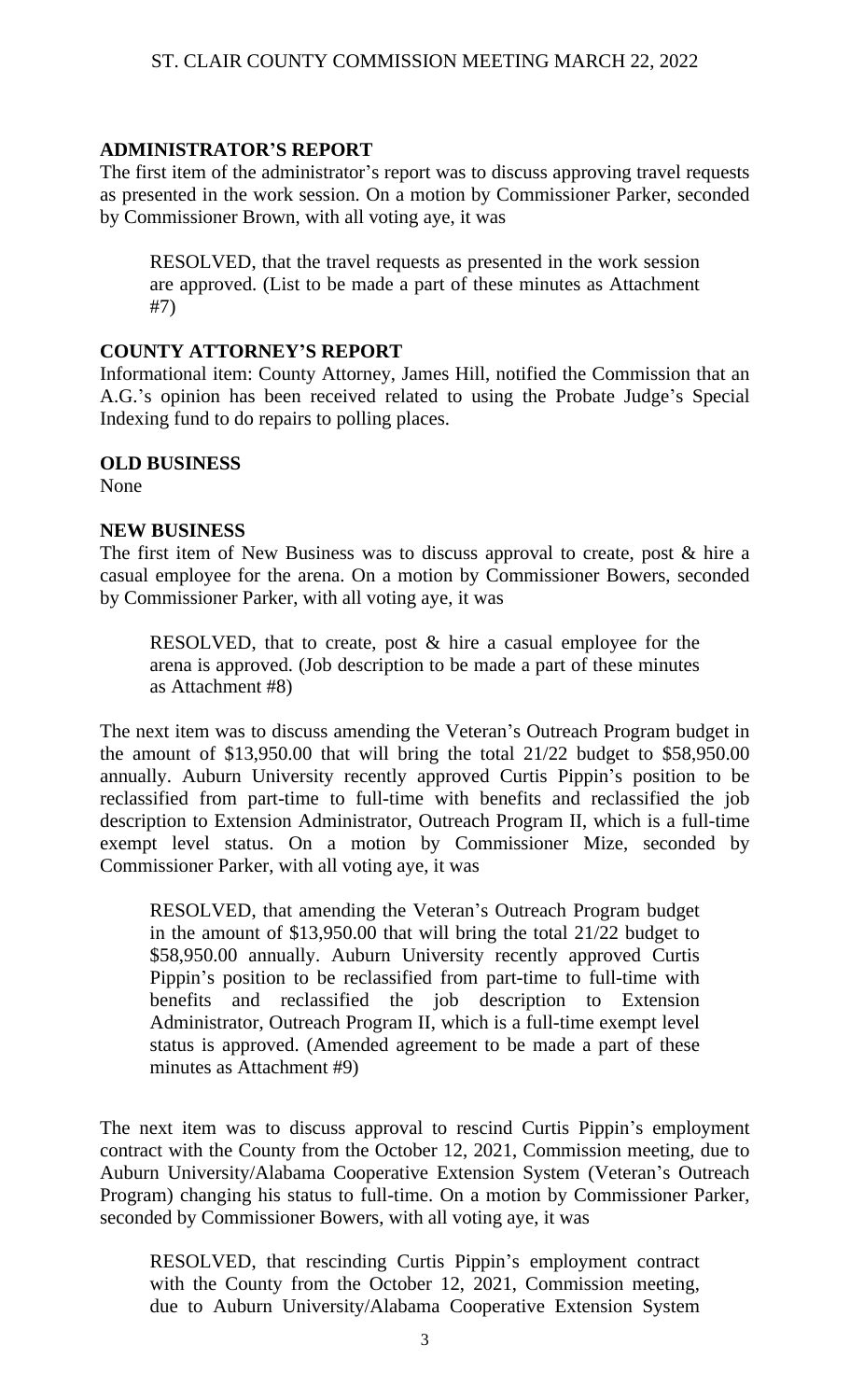## ADMINISTRATOR'S REPORT

The first item of the administrator's report was to discuss approving travel requests as presented in the work session. On a motion by Commissioner Parker, seconded by Commissioner Brown, with all voting aye, it was

> RESOLVED, that the travel requests as presented in the work session are approved. (List to be made a part of these minutes as Attachment #7)

## COUNTY ATTORNEY'S REPORT

Informational item: County Attorney, James Hill, notified the Commission that an A.G.'s opinion has been received related to using the Probate Judge's Special Indexing fund to do repairs to polling places.

## OLD BUSINESS

None

## NEW BUSINESS

The first item of New Business was to discuss approval to create, post & hire a casual employee for the arena. On a motion by Commissioner Bowers, seconded by Commissioner Parker, with all voting aye, it was

> RESOLVED, that to create, post & hire a casual employee for the arena is approved. (Job description to be made a part of these minutes as Attachment #8)

The next item was to discuss amending the Veteran's Outreach Program budget in the amount of $13,950.00 that will bring the total 21/22 budget to $58,950.00 annually. Auburn University recently approved Curtis Pippin's position to be reclassified from part-time to full-time with benefits and reclassified the job description to Extension Administrator, Outreach Program II, which is a full-time exempt level status. On a motion by Commissioner Mize, seconded by Commissioner Parker, with all voting aye, it was

> RESOLVED, that amending the Veteran's Outreach Program budget in the amount of $13,950.00 that will bring the total 21/22 budget to $58,950.00 annually. Auburn University recently approved Curtis Pippin's position to be reclassified from part-time to full-time with benefits and reclassified the job description to Extension Administrator, Outreach Program II, which is a full-time exempt level status is approved. (Amended agreement to be made a part of these minutes as Attachment #9)

The next item was to discuss approval to rescind Curtis Pippin's employment contract with the County from the October 12, 2021, Commission meeting, due to Auburn University/Alabama Cooperative Extension System (Veteran's Outreach Program) changing his status to full-time. On a motion by Commissioner Parker, seconded by Commissioner Bowers, with all voting aye, it was

> RESOLVED, that rescinding Curtis Pippin's employment contract with the County from the October 12, 2021, Commission meeting, due to Auburn University/Alabama Cooperative Extension System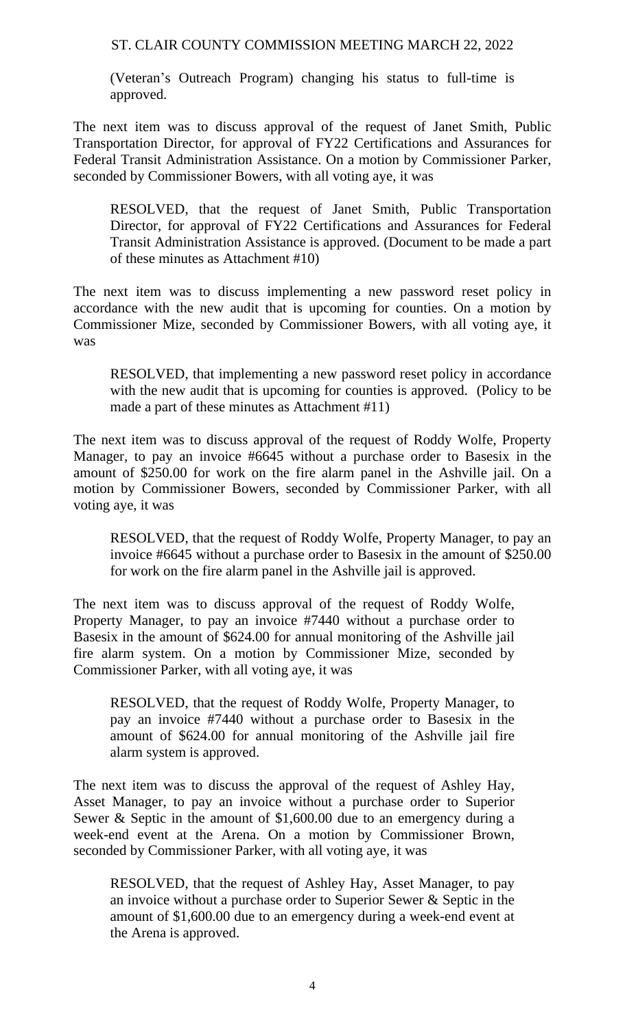(Veteran's Outreach Program) changing his status to full-time is approved.

The next item was to discuss approval of the request of Janet Smith, Public Transportation Director, for approval of FY22 Certifications and Assurances for Federal Transit Administration Assistance. On a motion by Commissioner Parker, seconded by Commissioner Bowers, with all voting aye, it was

> RESOLVED, that the request of Janet Smith, Public Transportation Director, for approval of FY22 Certifications and Assurances for Federal Transit Administration Assistance is approved. (Document to be made a part of these minutes as Attachment #10)

The next item was to discuss implementing a new password reset policy in accordance with the new audit that is upcoming for counties. On a motion by Commissioner Mize, seconded by Commissioner Bowers, with all voting aye, it was

> RESOLVED, that implementing a new password reset policy in accordance with the new audit that is upcoming for counties is approved. (Policy to be made a part of these minutes as Attachment #11)

The next item was to discuss approval of the request of Roddy Wolfe, Property Manager, to pay an invoice #6645 without a purchase order to Basesix in the amount of $250.00 for work on the fire alarm panel in the Ashville jail. On a motion by Commissioner Bowers, seconded by Commissioner Parker, with all voting aye, it was

> RESOLVED, that the request of Roddy Wolfe, Property Manager, to pay an invoice #6645 without a purchase order to Basesix in the amount of $250.00 for work on the fire alarm panel in the Ashville jail is approved.

The next item was to discuss approval of the request of Roddy Wolfe, Property Manager, to pay an invoice #7440 without a purchase order to Basesix in the amount of $624.00 for annual monitoring of the Ashville jail fire alarm system. On a motion by Commissioner Mize, seconded by Commissioner Parker, with all voting aye, it was

> RESOLVED, that the request of Roddy Wolfe, Property Manager, to pay an invoice #7440 without a purchase order to Basesix in the amount of $624.00 for annual monitoring of the Ashville jail fire alarm system is approved.

The next item was to discuss the approval of the request of Ashley Hay, Asset Manager, to pay an invoice without a purchase order to Superior Sewer & Septic in the amount of $1,600.00 due to an emergency during a week-end event at the Arena. On a motion by Commissioner Brown, seconded by Commissioner Parker, with all voting aye, it was

> RESOLVED, that the request of Ashley Hay, Asset Manager, to pay an invoice without a purchase order to Superior Sewer & Septic in the amount of $1,600.00 due to an emergency during a week-end event at the Arena is approved.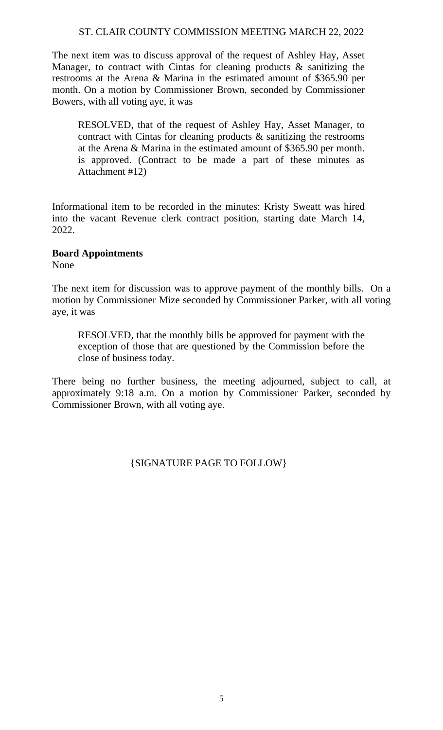The next item was to discuss approval of the request of Ashley Hay, Asset Manager, to contract with Cintas for cleaning products & sanitizing the restrooms at the Arena & Marina in the estimated amount of $365.90 per month. On a motion by Commissioner Brown, seconded by Commissioner Bowers, with all voting aye, it was

> RESOLVED, that of the request of Ashley Hay, Asset Manager, to contract with Cintas for cleaning products & sanitizing the restrooms at the Arena & Marina in the estimated amount of $365.90 per month. is approved. (Contract to be made a part of these minutes as Attachment #12)

Informational item to be recorded in the minutes: Kristy Sweatt was hired into the vacant Revenue clerk contract position, starting date March 14, 2022.

**Board Appointments**
None

The next item for discussion was to approve payment of the monthly bills. On a motion by Commissioner Mize seconded by Commissioner Parker, with all voting aye, it was

> RESOLVED, that the monthly bills be approved for payment with the exception of those that are questioned by the Commission before the close of business today.

There being no further business, the meeting adjourned, subject to call, at approximately 9:18 a.m. On a motion by Commissioner Parker, seconded by Commissioner Brown, with all voting aye.

{SIGNATURE PAGE TO FOLLOW}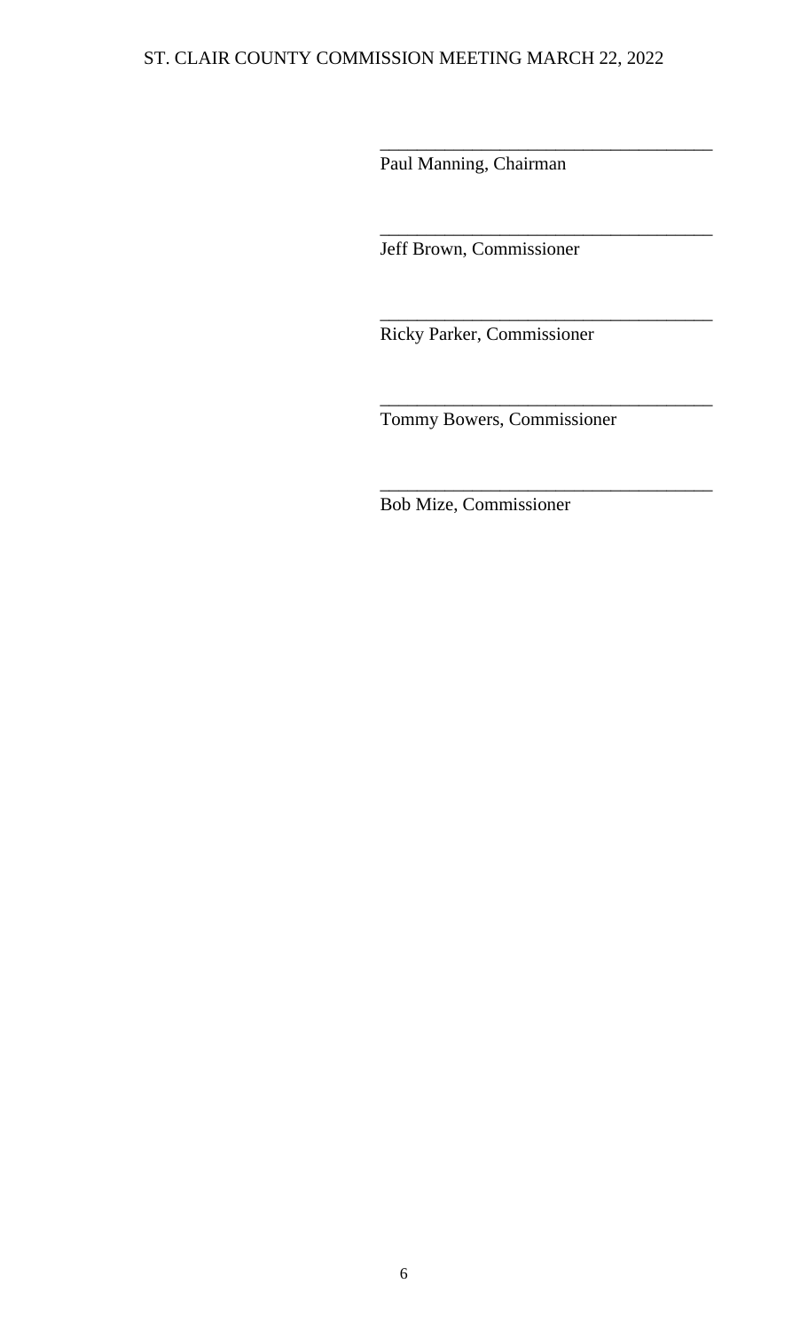\_\_\_\_\_\_\_\_\_\_\_\_\_\_\_\_\_\_\_\_\_\_\_\_\_\_\_\_\_\_\_\_\_\_\_\_

Paul Manning, Chairman

\_\_\_\_\_\_\_\_\_\_\_\_\_\_\_\_\_\_\_\_\_\_\_\_\_\_\_\_\_\_\_\_\_\_\_\_

Jeff Brown, Commissioner

\_\_\_\_\_\_\_\_\_\_\_\_\_\_\_\_\_\_\_\_\_\_\_\_\_\_\_\_\_\_\_\_\_\_\_\_

Ricky Parker, Commissioner

\_\_\_\_\_\_\_\_\_\_\_\_\_\_\_\_\_\_\_\_\_\_\_\_\_\_\_\_\_\_\_\_\_\_\_\_

Tommy Bowers, Commissioner

\_\_\_\_\_\_\_\_\_\_\_\_\_\_\_\_\_\_\_\_\_\_\_\_\_\_\_\_\_\_\_\_\_\_\_\_

Bob Mize, Commissioner